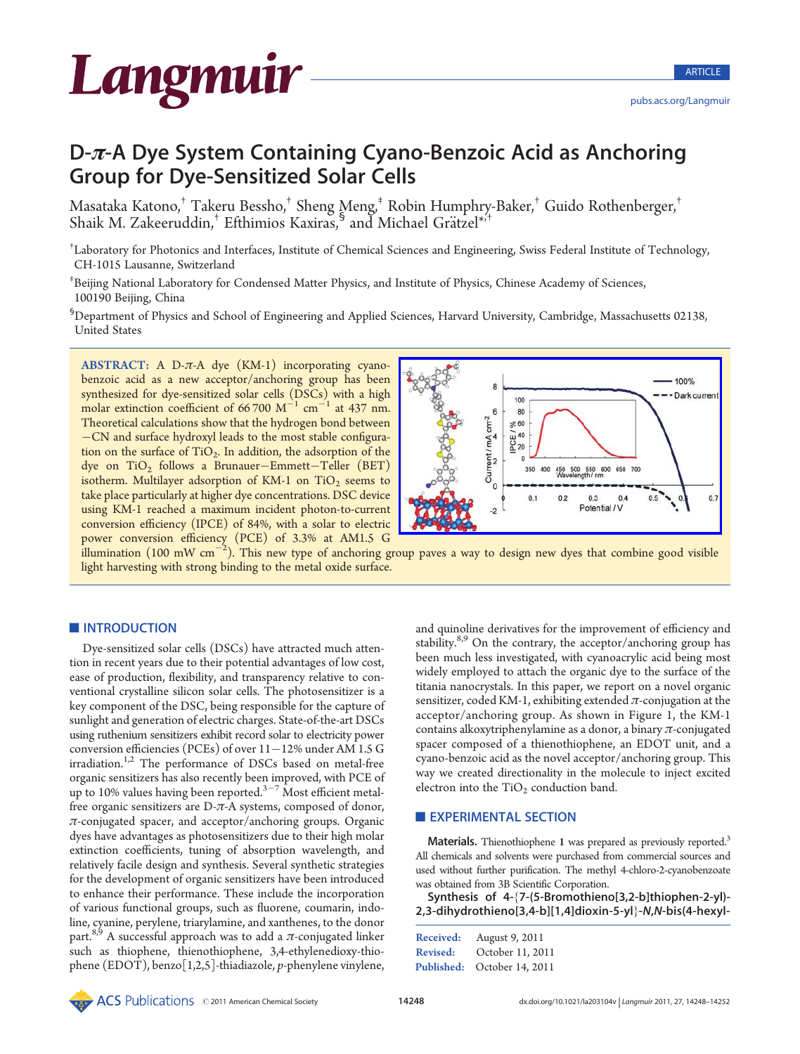# D-π-A Dye System Containing Cyano-Benzoic Acid as Anchoring Group for Dye-Sensitized Solar Cells

Masataka Katono,[†] Takeru Bessho,[†] Sheng Meng,[‡] Robin Humphry-Baker,[†] Guido Rothenberger,[†] Shaik M. Zakeeruddin,[†] Efthimios Kaxiras,[§] and Michael Grätzel[*,†]

[†]Laboratory for Photonics and Interfaces, Institute of Chemical Sciences and Engineering, Swiss Federal Institute of Technology, CH-1015 Lausanne, Switzerland

[‡]Beijing National Laboratory for Condensed Matter Physics, and Institute of Physics, Chinese Academy of Sciences, 100190 Beijing, China

[§]Department of Physics and School of Engineering and Applied Sciences, Harvard University, Cambridge, Massachusetts 02138, United States

**ABSTRACT:** A D-π-A dye (KM-1) incorporating cyano-benzoic acid as a new acceptor/anchoring group has been synthesized for dye-sensitized solar cells (DSCs) with a high molar extinction coefficient of 66 700 $M^{-1}$ $cm^{-1}$ at 437 nm. Theoretical calculations show that the hydrogen bond between −CN and surface hydroxyl leads to the most stable configuration on the surface of $TiO_2$. In addition, the adsorption of the dye on $TiO_2$ follows a Brunauer−Emmett−Teller (BET) isotherm. Multilayer adsorption of KM-1 on $TiO_2$ seems to take place particularly at higher dye concentrations. DSC device using KM-1 reached a maximum incident photon-to-current conversion efficiency (IPCE) of 84%, with a solar to electric power conversion efficiency (PCE) of 3.3% at AM1.5 G illumination (100 mW $cm^{-2}$). This new type of anchoring group paves a way to design new dyes that combine good visible light harvesting with strong binding to the metal oxide surface.

## ■ INTRODUCTION

Dye-sensitized solar cells (DSCs) have attracted much attention in recent years due to their potential advantages of low cost, ease of production, flexibility, and transparency relative to conventional crystalline silicon solar cells. The photosensitizer is a key component of the DSC, being responsible for the capture of sunlight and generation of electric charges. State-of-the-art DSCs using ruthenium sensitizers exhibit record solar to electricity power conversion efficiencies (PCEs) of over 11−12% under AM 1.5 G irradiation.[1,2] The performance of DSCs based on metal-free organic sensitizers has also recently been improved, with PCE of up to 10% values having been reported.[3−7] Most efficient metal-free organic sensitizers are D-π-A systems, composed of donor, π-conjugated spacer, and acceptor/anchoring groups. Organic dyes have advantages as photosensitizers due to their high molar extinction coefficients, tuning of absorption wavelength, and relatively facile design and synthesis. Several synthetic strategies for the development of organic sensitizers have been introduced to enhance their performance. These include the incorporation of various functional groups, such as fluorene, coumarin, indoline, cyanine, perylene, triarylamine, and xanthenes, to the donor part.[8,9] A successful approach was to add a π-conjugated linker such as thiophene, thienothiophene, 3,4-ethylenedioxy-thiophene (EDOT), benzo[1,2,5]-thiadiazole, *p*-phenylene vinylene, and quinoline derivatives for the improvement of efficiency and stability.[8,9] On the contrary, the acceptor/anchoring group has been much less investigated, with cyanoacrylic acid being most widely employed to attach the organic dye to the surface of the titania nanocrystals. In this paper, we report on a novel organic sensitizer, coded KM-1, exhibiting extended π-conjugation at the acceptor/anchoring group. As shown in Figure 1, the KM-1 contains alkoxytriphenylamine as a donor, a binary π-conjugated spacer composed of a thienothiophene, an EDOT unit, and a cyano-benzoic acid as the novel acceptor/anchoring group. This way we created directionality in the molecule to inject excited electron into the $TiO_2$ conduction band.

## ■ EXPERIMENTAL SECTION

**Materials.** Thienothiophene **1** was prepared as previously reported.[3] All chemicals and solvents were purchased from commercial sources and used without further purification. The methyl 4-chloro-2-cyanobenzoate was obtained from 3B Scientific Corporation.

**Synthesis of 4-{7-(5-Bromothieno[3,2-b]thiophen-2-yl)-2,3-dihydrothieno[3,4-b][1,4]dioxin-5-yl}-*N*,*N*-bis(4-hexyl-**

Received: August 9, 2011
Revised: October 11, 2011
Published: October 14, 2011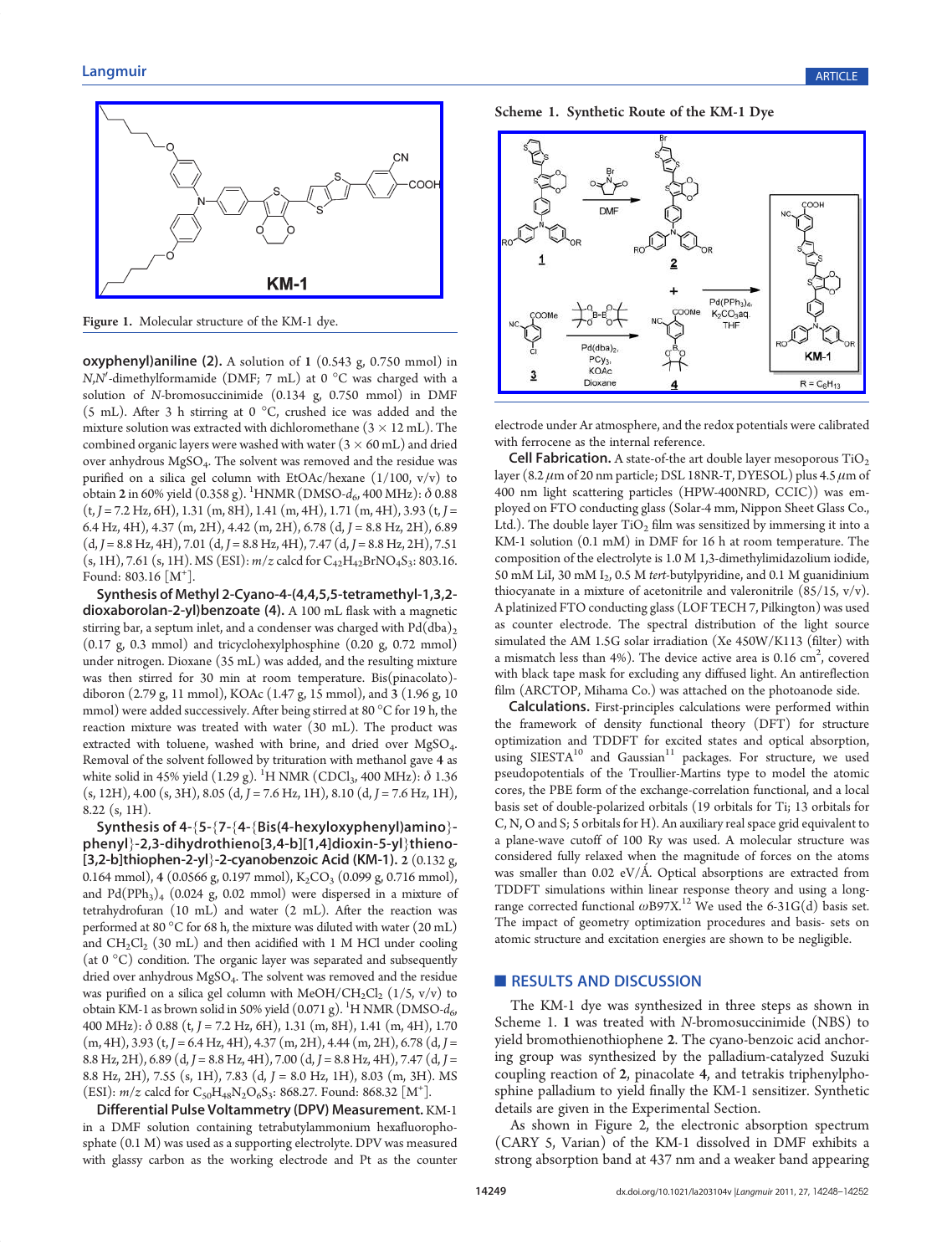Figure 1. Molecular structure of the KM-1 dye.

**oxyphenyl)aniline (2).** A solution of **1** (0.543 g, 0.750 mmol) in *N*,*N*′-dimethylformamide (DMF; 7 mL) at 0 °C was charged with a solution of *N*-bromosuccinimide (0.134 g, 0.750 mmol) in DMF (5 mL). After 3 h stirring at 0 °C, crushed ice was added and the mixture solution was extracted with dichloromethane (3 × 12 mL). The combined organic layers were washed with water (3 × 60 mL) and dried over anhydrous $MgSO_4$. The solvent was removed and the residue was purified on a silica gel column with EtOAc/hexane (1/100, v/v) to obtain **2** in 60% yield (0.358 g). $^1$HNMR (DMSO-$d_6$, 400 MHz): δ 0.88 (t, *J* = 7.2 Hz, 6H), 1.31 (m, 8H), 1.41 (m, 4H), 1.71 (m, 4H), 3.93 (t, *J* = 6.4 Hz, 4H), 4.37 (m, 2H), 4.42 (m, 2H), 6.78 (d, *J* = 8.8 Hz, 2H), 6.89 (d, *J* = 8.8 Hz, 4H), 7.01 (d, *J* = 8.8 Hz, 4H), 7.47 (d, *J* = 8.8 Hz, 2H), 7.51 (s, 1H), 7.61 (s, 1H). MS (ESI): *m*/*z* calcd for $C_{42}H_{42}BrNO_4S_3$: 803.16. Found: 803.16 [$M^+$].

**Synthesis of Methyl 2-Cyano-4-(4,4,5,5-tetramethyl-1,3,2-dioxaborolan-2-yl)benzoate (4).** A 100 mL flask with a magnetic stirring bar, a septum inlet, and a condenser was charged with $Pd(dba)_2$ (0.17 g, 0.3 mmol) and tricyclohexylphosphine (0.20 g, 0.72 mmol) under nitrogen. Dioxane (35 mL) was added, and the resulting mixture was then stirred for 30 min at room temperature. Bis(pinacolato)-diboron (2.79 g, 11 mmol), KOAc (1.47 g, 15 mmol), and **3** (1.96 g, 10 mmol) were added successively. After being stirred at 80 °C for 19 h, the reaction mixture was treated with water (30 mL). The product was extracted with toluene, washed with brine, and dried over $MgSO_4$. Removal of the solvent followed by trituration with methanol gave **4** as white solid in 45% yield (1.29 g). $^1$H NMR ($CDCl_3$, 400 MHz): δ 1.36 (s, 12H), 4.00 (s, 3H), 8.05 (d, *J* = 7.6 Hz, 1H), 8.10 (d, *J* = 7.6 Hz, 1H), 8.22 (s, 1H).

**Synthesis of 4-{5-{7-{4-{Bis(4-hexyloxyphenyl)amino}-phenyl}-2,3-dihydrothieno[3,4-b][1,4]dioxin-5-yl}thieno-[3,2-b]thiophen-2-yl}-2-cyanobenzoic Acid (KM-1).** **2** (0.132 g, 0.164 mmol), **4** (0.0566 g, 0.197 mmol), $K_2CO_3$ (0.099 g, 0.716 mmol), and $Pd(PPh_3)_4$ (0.024 g, 0.02 mmol) were dispersed in a mixture of tetrahydrofuran (10 mL) and water (2 mL). After the reaction was performed at 80 °C for 68 h, the mixture was diluted with water (20 mL) and $CH_2Cl_2$ (30 mL) and then acidified with 1 M HCl under cooling (at 0 °C) condition. The organic layer was separated and subsequently dried over anhydrous $MgSO_4$. The solvent was removed and the residue was purified on a silica gel column with MeOH/$CH_2Cl_2$ (1/5, v/v) to obtain KM-1 as brown solid in 50% yield (0.071 g). $^1$H NMR (DMSO-$d_6$, 400 MHz): δ 0.88 (t, *J* = 7.2 Hz, 6H), 1.31 (m, 8H), 1.41 (m, 4H), 1.70 (m, 4H), 3.93 (t, *J* = 6.4 Hz, 4H), 4.37 (m, 2H), 4.44 (m, 2H), 6.78 (d, *J* = 8.8 Hz, 2H), 6.89 (d, *J* = 8.8 Hz, 4H), 7.00 (d, *J* = 8.8 Hz, 4H), 7.47 (d, *J* = 8.8 Hz, 2H), 7.55 (s, 1H), 7.83 (d, *J* = 8.0 Hz, 1H), 8.03 (m, 3H). MS (ESI): *m*/*z* calcd for $C_{50}H_{48}N_2O_6S_3$: 868.27. Found: 868.32 [$M^+$].

**Differential Pulse Voltammetry (DPV) Measurement.** KM-1 in a DMF solution containing tetrabutylammonium hexafluorophosphate (0.1 M) was used as a supporting electrolyte. DPV was measured with glassy carbon as the working electrode and Pt as the counter electrode under Ar atmosphere, and the redox potentials were calibrated with ferrocene as the internal reference.

**Scheme 1. Synthetic Route of the KM-1 Dye**

**Cell Fabrication.** A state-of-the art double layer mesoporous $TiO_2$ layer (8.2 μm of 20 nm particle; DSL 18NR-T, DYESOL) plus 4.5 μm of 400 nm light scattering particles (HPW-400NRD, CCIC)) was employed on FTO conducting glass (Solar-4 mm, Nippon Sheet Glass Co., Ltd.). The double layer $TiO_2$ film was sensitized by immersing it into a KM-1 solution (0.1 mM) in DMF for 16 h at room temperature. The composition of the electrolyte is 1.0 M 1,3-dimethylimidazolium iodide, 50 mM LiI, 30 mM $I_2$, 0.5 M *tert*-butylpyridine, and 0.1 M guanidinium thiocyanate in a mixture of acetonitrile and valeronitrile (85/15, v/v). A platinized FTO conducting glass (LOF TECH 7, Pilkington) was used as counter electrode. The spectral distribution of the light source simulated the AM 1.5G solar irradiation (Xe 450W/K113 (filter) with a mismatch less than 4%). The device active area is 0.16 $cm^2$, covered with black tape mask for excluding any diffused light. An antireflection film (ARCTOP, Mihama Co.) was attached on the photoanode side.

**Calculations.** First-principles calculations were performed within the framework of density functional theory (DFT) for structure optimization and TDDFT for excited states and optical absorption, using SIESTA[10] and Gaussian[11] packages. For structure, we used pseudopotentials of the Troullier-Martins type to model the atomic cores, the PBE form of the exchange-correlation functional, and a local basis set of double-polarized orbitals (19 orbitals for Ti; 13 orbitals for C, N, O and S; 5 orbitals for H). An auxiliary real space grid equivalent to a plane-wave cutoff of 100 Ry was used. A molecular structure was considered fully relaxed when the magnitude of forces on the atoms was smaller than 0.02 eV/Å. Optical absorptions are extracted from TDDFT simulations within linear response theory and using a long-range corrected functional ωB97X.[12] We used the 6-31G(d) basis set. The impact of geometry optimization procedures and basis- sets on atomic structure and excitation energies are shown to be negligible.

## RESULTS AND DISCUSSION

The KM-1 dye was synthesized in three steps as shown in Scheme 1. **1** was treated with *N*-bromosuccinimide (NBS) to yield bromothienothiophene **2**. The cyano-benzoic acid anchoring group was synthesized by the palladium-catalyzed Suzuki coupling reaction of **2**, pinacolate **4**, and tetrakis triphenylphosphine palladium to yield finally the KM-1 sensitizer. Synthetic details are given in the Experimental Section.

As shown in Figure 2, the electronic absorption spectrum (CARY 5, Varian) of the KM-1 dissolved in DMF exhibits a strong absorption band at 437 nm and a weaker band appearing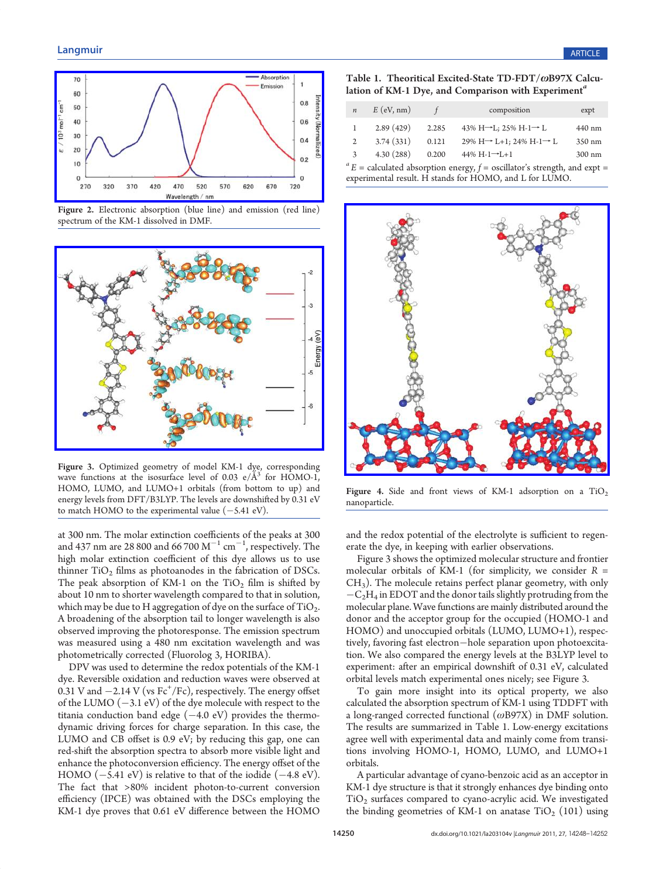Figure 2. Electronic absorption (blue line) and emission (red line) spectrum of the KM-1 dissolved in DMF.

Figure 3. Optimized geometry of model KM-1 dye, corresponding wave functions at the isosurface level of 0.03 e/Å$^3$ for HOMO-1, HOMO, LUMO, and LUMO+1 orbitals (from bottom to up) and energy levels from DFT/B3LYP. The levels are downshifted by 0.31 eV to match HOMO to the experimental value (−5.41 eV).

at 300 nm. The molar extinction coefficients of the peaks at 300 and 437 nm are 28 800 and 66 700 $M^{-1}$ $cm^{-1}$, respectively. The high molar extinction coefficient of this dye allows us to use thinner $TiO_2$ films as photoanodes in the fabrication of DSCs. The peak absorption of KM-1 on the $TiO_2$ film is shifted by about 10 nm to shorter wavelength compared to that in solution, which may be due to H aggregation of dye on the surface of $TiO_2$. A broadening of the absorption tail to longer wavelength is also observed improving the photoresponse. The emission spectrum was measured using a 480 nm excitation wavelength and was photometrically corrected (Fluorolog 3, HORIBA).

DPV was used to determine the redox potentials of the KM-1 dye. Reversible oxidation and reduction waves were observed at 0.31 V and −2.14 V (vs $Fc^+$/Fc), respectively. The energy offset of the LUMO (−3.1 eV) of the dye molecule with respect to the titania conduction band edge (−4.0 eV) provides the thermodynamic driving forces for charge separation. In this case, the LUMO and CB offset is 0.9 eV; by reducing this gap, one can red-shift the absorption spectra to absorb more visible light and enhance the photoconversion efficiency. The energy offset of the HOMO (−5.41 eV) is relative to that of the iodide (−4.8 eV). The fact that >80% incident photon-to-current conversion efficiency (IPCE) was obtained with the DSCs employing the KM-1 dye proves that 0.61 eV difference between the HOMO and the redox potential of the electrolyte is sufficient to regenerate the dye, in keeping with earlier observations.

Figure 3 shows the optimized molecular structure and frontier molecular orbitals of KM-1 (for simplicity, we consider $R = CH_3$). The molecule retains perfect planar geometry, with only $-C_2H_4$ in EDOT and the donor tails slightly protruding from the molecular plane. Wave functions are mainly distributed around the donor and the acceptor group for the occupied (HOMO-1 and HOMO) and unoccupied orbitals (LUMO, LUMO+1), respectively, favoring fast electron−hole separation upon photoexcitation. We also compared the energy levels at the B3LYP level to experiment: after an empirical downshift of 0.31 eV, calculated orbital levels match experimental ones nicely; see Figure 3.

To gain more insight into its optical property, we also calculated the absorption spectrum of KM-1 using TDDFT with a long-ranged corrected functional ($\omega$B97X) in DMF solution. The results are summarized in Table 1. Low-energy excitations agree well with experimental data and mainly come from transitions involving HOMO-1, HOMO, LUMO, and LUMO+1 orbitals.

A particular advantage of cyano-benzoic acid as an acceptor in KM-1 dye structure is that it strongly enhances dye binding onto $TiO_2$ surfaces compared to cyano-acrylic acid. We investigated the binding geometries of KM-1 on anatase $TiO_2$ (101) using

**Table 1. Theoritical Excited-State TD-FDT/$\omega$B97X Calculation of KM-1 Dye, and Comparison with Experiment[a]**

| $n$ | $E$ (eV, nm) | $f$ | composition | expt |
|---|---|---|---|---|
| 1 | 2.89 (429) | 2.285 | 43% H→L; 25% H-1→ L | 440 nm |
| 2 | 3.74 (331) | 0.121 | 29% H→ L+1; 24% H-1→ L | 350 nm |
| 3 | 4.30 (288) | 0.200 | 44% H-1→L+1 | 300 nm |

[a] $E$ = calculated absorption energy, $f$ = oscillator's strength, and expt = experimental result. H stands for HOMO, and L for LUMO.

Figure 4. Side and front views of KM-1 adsorption on a $TiO_2$ nanoparticle.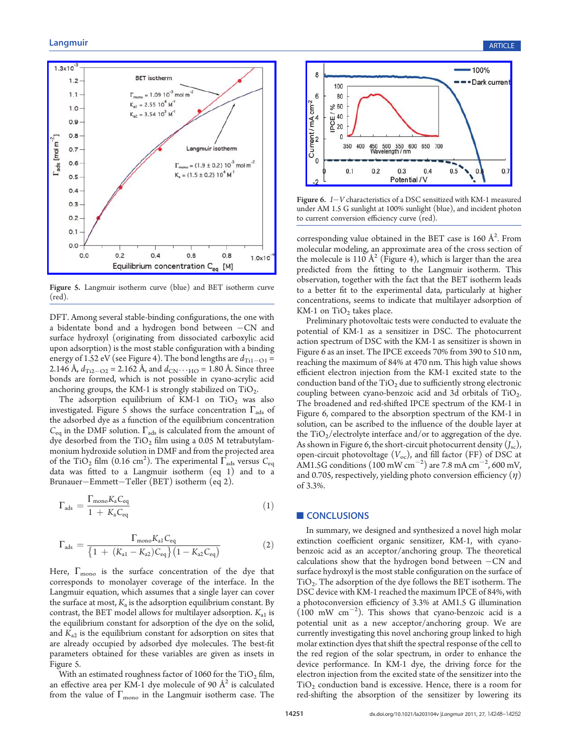Figure 5. Langmuir isotherm curve (blue) and BET isotherm curve (red).

DFT. Among several stable-binding configurations, the one with a bidentate bond and a hydrogen bond between −CN and surface hydroxyl (originating from dissociated carboxylic acid upon adsorption) is the most stable configuration with a binding energy of 1.52 eV (see Figure 4). The bond lengths are $d_{Ti1-O1}$ = 2.146 Å, $d_{Ti2-O2}$ = 2.162 Å, and $d_{CN\cdots HO}$ = 1.80 Å. Since three bonds are formed, which is not possible in cyano-acrylic acid anchoring groups, the KM-1 is strongly stabilized on $TiO_2$.

The adsorption equilibrium of KM-1 on $TiO_2$ was also investigated. Figure 5 shows the surface concentration $\Gamma_{ads}$ of the adsorbed dye as a function of the equilibrium concentration $C_{eq}$ in the DMF solution. $\Gamma_{ads}$ is calculated from the amount of dye desorbed from the $TiO_2$ film using a 0.05 M tetrabutylammonium hydroxide solution in DMF and from the projected area of the $TiO_2$ film (0.16 $cm^2$). The experimental $\Gamma_{ads}$ versus $C_{eq}$ data was fitted to a Langmuir isotherm (eq 1) and to a Brunauer−Emmett−Teller (BET) isotherm (eq 2).

$$\Gamma_{ads} = \frac{\Gamma_{mono} K_a C_{eq}}{1 + K_a C_{eq}} \tag{1}$$

$$\Gamma_{ads} = \frac{\Gamma_{mono} K_{a1} C_{eq}}{\{1 + (K_{a1} - K_{a2}) C_{eq}\}(1 - K_{a2} C_{eq})} \tag{2}$$

Here, $\Gamma_{mono}$ is the surface concentration of the dye that corresponds to monolayer coverage of the interface. In the Langmuir equation, which assumes that a single layer can cover the surface at most, $K_a$ is the adsorption equilibrium constant. By contrast, the BET model allows for multilayer adsorption. $K_{a1}$ is the equilibrium constant for adsorption of the dye on the solid, and $K_{a2}$ is the equilibrium constant for adsorption of the dye on sites that are already occupied by adsorbed dye molecules. The best-fit parameters obtained for these variables are given as insets in Figure 5.

With an estimated roughness factor of 1060 for the $TiO_2$ film, an effective area per KM-1 dye molecule of 90 Å$^2$ is calculated from the value of $\Gamma_{mono}$ in the Langmuir isotherm case. The corresponding value obtained in the BET case is 160 Å$^2$. From molecular modeling, an approximate area of the cross section of the molecule is 110 Å$^2$ (Figure 4), which is larger than the area predicted from the fitting to the Langmuir isotherm. This observation, together with the fact that the BET isotherm leads to a better fit to the experimental data, particularly at higher concentrations, seems to indicate that multilayer adsorption of KM-1 on $TiO_2$ takes place.

Figure 6. $I-V$ characteristics of a DSC sensitized with KM-1 measured under AM 1.5 G sunlight at 100% sunlight (blue), and incident photon to current conversion efficiency curve (red).

Preliminary photovoltaic tests were conducted to evaluate the potential of KM-1 as a sensitizer in DSC. The photocurrent action spectrum of DSC with the KM-1 as sensitizer is shown in Figure 6 as an inset. The IPCE exceeds 70% from 390 to 510 nm, reaching the maximum of 84% at 470 nm. This high value shows efficient electron injection from the KM-1 excited state to the conduction band of the $TiO_2$ due to sufficiently strong electronic coupling between cyano-benzoic acid and 3d orbitals of $TiO_2$. The broadened and red-shifted IPCE spectrum of the KM-1 in Figure 6, compared to the absorption spectrum of the KM-1 in solution, can be ascribed to the influence of the double layer at the $TiO_2$/electrolyte interface and/or to aggregation of the dye. As shown in Figure 6, the short-circuit photocurrent density ($J_{sc}$), open-circuit photovoltage ($V_{oc}$), and fill factor (FF) of DSC at AM1.5G conditions (100 mW $cm^{-2}$) are 7.8 mA $cm^{-2}$, 600 mV, and 0.705, respectively, yielding photo conversion efficiency ($\eta$) of 3.3%.

## CONCLUSIONS

In summary, we designed and synthesized a novel high molar extinction coefficient organic sensitizer, KM-1, with cyano-benzoic acid as an acceptor/anchoring group. The theoretical calculations show that the hydrogen bond between −CN and surface hydroxyl is the most stable configuration on the surface of $TiO_2$. The adsorption of the dye follows the BET isotherm. The DSC device with KM-1 reached the maximum IPCE of 84%, with a photoconversion efficiency of 3.3% at AM1.5 G illumination (100 mW $cm^{-2}$). This shows that cyano-benzoic acid is a potential unit as a new acceptor/anchoring group. We are currently investigating this novel anchoring group linked to high molar extinction dyes that shift the spectral response of the cell to the red region of the solar spectrum, in order to enhance the device performance. In KM-1 dye, the driving force for the electron injection from the excited state of the sensitizer into the $TiO_2$ conduction band is excessive. Hence, there is a room for red-shifting the absorption of the sensitizer by lowering its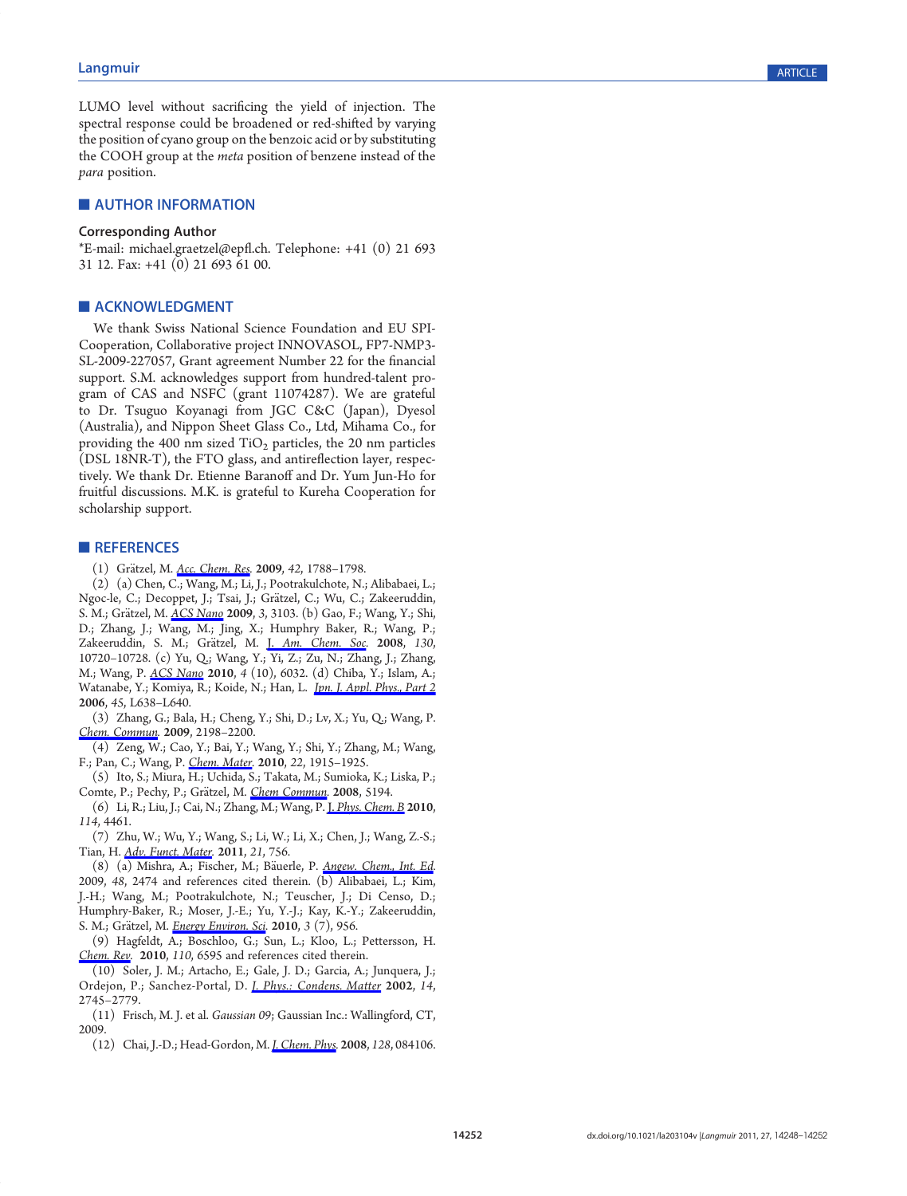LUMO level without sacrificing the yield of injection. The spectral response could be broadened or red-shifted by varying the position of cyano group on the benzoic acid or by substituting the COOH group at the *meta* position of benzene instead of the *para* position.

## AUTHOR INFORMATION

### Corresponding Author

*E-mail: michael.graetzel@epfl.ch. Telephone: +41 (0) 21 693 31 12. Fax: +41 (0) 21 693 61 00.

## ACKNOWLEDGMENT

We thank Swiss National Science Foundation and EU SPI-Cooperation, Collaborative project INNOVASOL, FP7-NMP3-SL-2009-227057, Grant agreement Number 22 for the financial support. S.M. acknowledges support from hundred-talent program of CAS and NSFC (grant 11074287). We are grateful to Dr. Tsuguo Koyanagi from JGC C&C (Japan), Dyesol (Australia), and Nippon Sheet Glass Co., Ltd, Mihama Co., for providing the 400 nm sized $TiO_2$ particles, the 20 nm particles (DSL 18NR-T), the FTO glass, and antireflection layer, respectively. We thank Dr. Etienne Baranoff and Dr. Yum Jun-Ho for fruitful discussions. M.K. is grateful to Kureha Cooperation for scholarship support.

## REFERENCES

(1) Grätzel, M. *Acc. Chem. Res.* **2009**, *42*, 1788–1798.

(2) (a) Chen, C.; Wang, M.; Li, J.; Pootrakulchote, N.; Alibabaei, L.; Ngoc-le, C.; Decoppet, J.; Tsai, J.; Grätzel, C.; Wu, C.; Zakeeruddin, S. M.; Grätzel, M. *ACS Nano* **2009**, *3*, 3103. (b) Gao, F.; Wang, Y.; Shi, D.; Zhang, J.; Wang, M.; Jing, X.; Humphry Baker, R.; Wang, P.; Zakeeruddin, S. M.; Grätzel, M. *J. Am. Chem. Soc.* **2008**, *130*, 10720–10728. (c) Yu, Q.; Wang, Y.; Yi, Z.; Zu, N.; Zhang, J.; Zhang, M.; Wang, P. *ACS Nano* **2010**, *4* (10), 6032. (d) Chiba, Y.; Islam, A.; Watanabe, Y.; Komiya, R.; Koide, N.; Han, L. *Jpn. J. Appl. Phys., Part 2* **2006**, *45*, L638–L640.

(3) Zhang, G.; Bala, H.; Cheng, Y.; Shi, D.; Lv, X.; Yu, Q.; Wang, P. *Chem. Commun.* **2009**, 2198–2200.

(4) Zeng, W.; Cao, Y.; Bai, Y.; Wang, Y.; Shi, Y.; Zhang, M.; Wang, F.; Pan, C.; Wang, P. *Chem. Mater.* **2010**, *22*, 1915–1925.

(5) Ito, S.; Miura, H.; Uchida, S.; Takata, M.; Sumioka, K.; Liska, P.; Comte, P.; Pechy, P.; Grätzel, M. *Chem Commun.* **2008**, 5194.

(6) Li, R.; Liu, J.; Cai, N.; Zhang, M.; Wang, P. *J. Phys. Chem. B* **2010**, *114*, 4461.

(7) Zhu, W.; Wu, Y.; Wang, S.; Li, W.; Li, X.; Chen, J.; Wang, Z.-S.; Tian, H. *Adv. Funct. Mater.* **2011**, *21*, 756.

(8) (a) Mishra, A.; Fischer, M.; Bäuerle, P. *Angew. Chem., Int. Ed.* 2009, *48*, 2474 and references cited therein. (b) Alibabaei, L.; Kim, J.-H.; Wang, M.; Pootrakulchote, N.; Teuscher, J.; Di Censo, D.; Humphry-Baker, R.; Moser, J.-E.; Yu, Y.-J.; Kay, K.-Y.; Zakeeruddin, S. M.; Grätzel, M. *Energy Environ. Sci.* **2010**, *3* (7), 956.

(9) Hagfeldt, A.; Boschloo, G.; Sun, L.; Kloo, L.; Pettersson, H. *Chem. Rev.* **2010**, *110*, 6595 and references cited therein.

(10) Soler, J. M.; Artacho, E.; Gale, J. D.; Garcia, A.; Junquera, J.; Ordejon, P.; Sanchez-Portal, D. *J. Phys.: Condens. Matter* **2002**, *14*, 2745–2779.

(11) Frisch, M. J. et al. *Gaussian 09*; Gaussian Inc.: Wallingford, CT, 2009.

(12) Chai, J.-D.; Head-Gordon, M. *J. Chem. Phys.* **2008**, *128*, 084106.